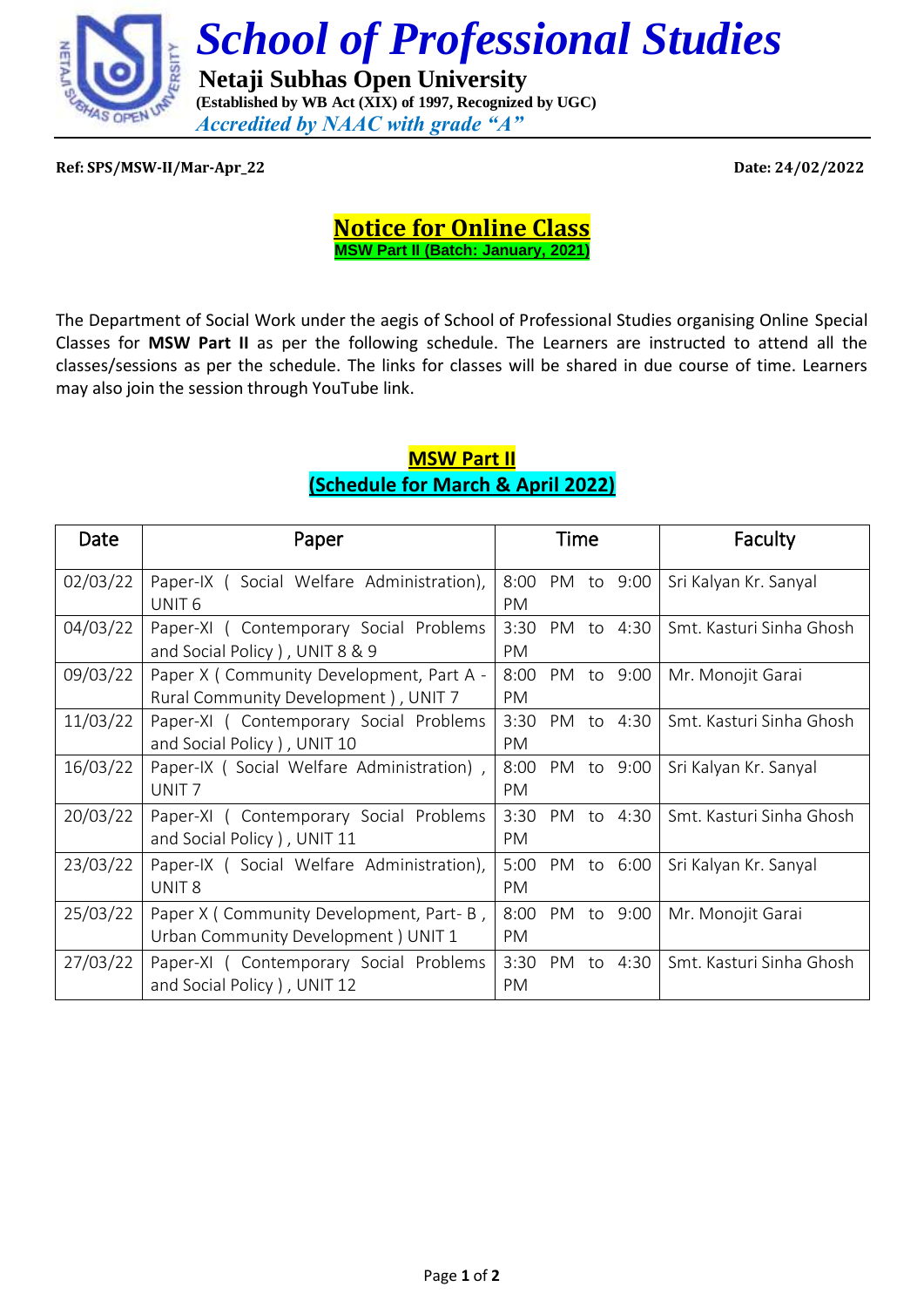# School of Professional Studies

**Netaji Subhas Open University**

**(Established by WB Act (XIX) of 1997, Recognized by UGC)**

*Accredited by NAAC with grade "A"*

**Ref: SPS/MSW-II/Mar-Apr_22** **Date: 24/02/2022**

## Notice for Online Class

**MSW Part II (Batch: January, 2021)**

The Department of Social Work under the aegis of School of Professional Studies organising Online Special Classes for **MSW Part II** as per the following schedule. The Learners are instructed to attend all the classes/sessions as per the schedule. The links for classes will be shared in due course of time. Learners may also join the session through YouTube link.

### MSW Part II
### (Schedule for March & April 2022)

| Date | Paper | Time | Faculty |
|---|---|---|---|
| 02/03/22 | Paper-IX ( Social Welfare Administration), UNIT 6 | 8:00 PM to 9:00 PM | Sri Kalyan Kr. Sanyal |
| 04/03/22 | Paper-XI ( Contemporary Social Problems and Social Policy ) , UNIT 8 & 9 | 3:30 PM to 4:30 PM | Smt. Kasturi Sinha Ghosh |
| 09/03/22 | Paper X ( Community Development, Part A - Rural Community Development ) , UNIT 7 | 8:00 PM to 9:00 PM | Mr. Monojit Garai |
| 11/03/22 | Paper-XI ( Contemporary Social Problems and Social Policy ) , UNIT 10 | 3:30 PM to 4:30 PM | Smt. Kasturi Sinha Ghosh |
| 16/03/22 | Paper-IX ( Social Welfare Administration) , UNIT 7 | 8:00 PM to 9:00 PM | Sri Kalyan Kr. Sanyal |
| 20/03/22 | Paper-XI ( Contemporary Social Problems and Social Policy ) , UNIT 11 | 3:30 PM to 4:30 PM | Smt. Kasturi Sinha Ghosh |
| 23/03/22 | Paper-IX ( Social Welfare Administration), UNIT 8 | 5:00 PM to 6:00 PM | Sri Kalyan Kr. Sanyal |
| 25/03/22 | Paper X ( Community Development, Part- B , Urban Community Development ) UNIT 1 | 8:00 PM to 9:00 PM | Mr. Monojit Garai |
| 27/03/22 | Paper-XI ( Contemporary Social Problems and Social Policy ) , UNIT 12 | 3:30 PM to 4:30 PM | Smt. Kasturi Sinha Ghosh |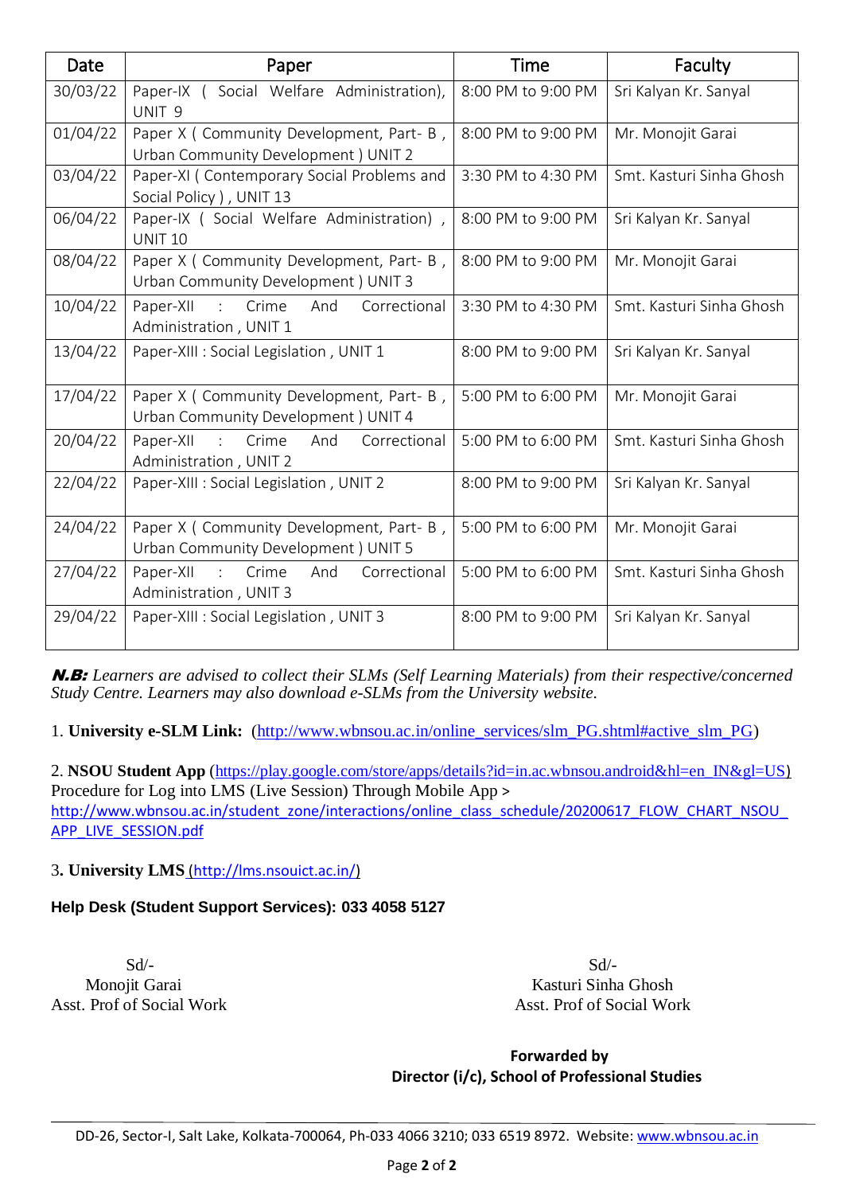| Date | Paper | Time | Faculty |
|---|---|---|---|
| 30/03/22 | Paper-IX ( Social Welfare Administration), UNIT 9 | 8:00 PM to 9:00 PM | Sri Kalyan Kr. Sanyal |
| 01/04/22 | Paper X ( Community Development, Part- B , Urban Community Development ) UNIT 2 | 8:00 PM to 9:00 PM | Mr. Monojit Garai |
| 03/04/22 | Paper-XI ( Contemporary Social Problems and Social Policy ) , UNIT 13 | 3:30 PM to 4:30 PM | Smt. Kasturi Sinha Ghosh |
| 06/04/22 | Paper-IX ( Social Welfare Administration) , UNIT 10 | 8:00 PM to 9:00 PM | Sri Kalyan Kr. Sanyal |
| 08/04/22 | Paper X ( Community Development, Part- B , Urban Community Development ) UNIT 3 | 8:00 PM to 9:00 PM | Mr. Monojit Garai |
| 10/04/22 | Paper-XII : Crime And Correctional Administration , UNIT 1 | 3:30 PM to 4:30 PM | Smt. Kasturi Sinha Ghosh |
| 13/04/22 | Paper-XIII : Social Legislation , UNIT 1 | 8:00 PM to 9:00 PM | Sri Kalyan Kr. Sanyal |
| 17/04/22 | Paper X ( Community Development, Part- B , Urban Community Development ) UNIT 4 | 5:00 PM to 6:00 PM | Mr. Monojit Garai |
| 20/04/22 | Paper-XII : Crime And Correctional Administration , UNIT 2 | 5:00 PM to 6:00 PM | Smt. Kasturi Sinha Ghosh |
| 22/04/22 | Paper-XIII : Social Legislation , UNIT 2 | 8:00 PM to 9:00 PM | Sri Kalyan Kr. Sanyal |
| 24/04/22 | Paper X ( Community Development, Part- B , Urban Community Development ) UNIT 5 | 5:00 PM to 6:00 PM | Mr. Monojit Garai |
| 27/04/22 | Paper-XII : Crime And Correctional Administration , UNIT 3 | 5:00 PM to 6:00 PM | Smt. Kasturi Sinha Ghosh |
| 29/04/22 | Paper-XIII : Social Legislation , UNIT 3 | 8:00 PM to 9:00 PM | Sri Kalyan Kr. Sanyal |

***N.B:*** *Learners are advised to collect their SLMs (Self Learning Materials) from their respective/concerned Study Centre. Learners may also download e-SLMs from the University website.*

1. **University e-SLM Link:** (http://www.wbnsou.ac.in/online_services/slm_PG.shtml#active_slm_PG)

2. **NSOU Student App** (https://play.google.com/store/apps/details?id=in.ac.wbnsou.android&hl=en_IN&gl=US)
Procedure for Log into LMS (Live Session) Through Mobile App >
http://www.wbnsou.ac.in/student_zone/interactions/online_class_schedule/20200617_FLOW_CHART_NSOU_APP_LIVE_SESSION.pdf

3. **University LMS** (http://lms.nsouict.ac.in/)

**Help Desk (Student Support Services): 033 4058 5127**

Sd/-
Monojit Garai
Asst. Prof of Social Work

Sd/-
Kasturi Sinha Ghosh
Asst. Prof of Social Work

**Forwarded by**
**Director (i/c), School of Professional Studies**

DD-26, Sector-I, Salt Lake, Kolkata-700064, Ph-033 4066 3210; 033 6519 8972. Website: www.wbnsou.ac.in